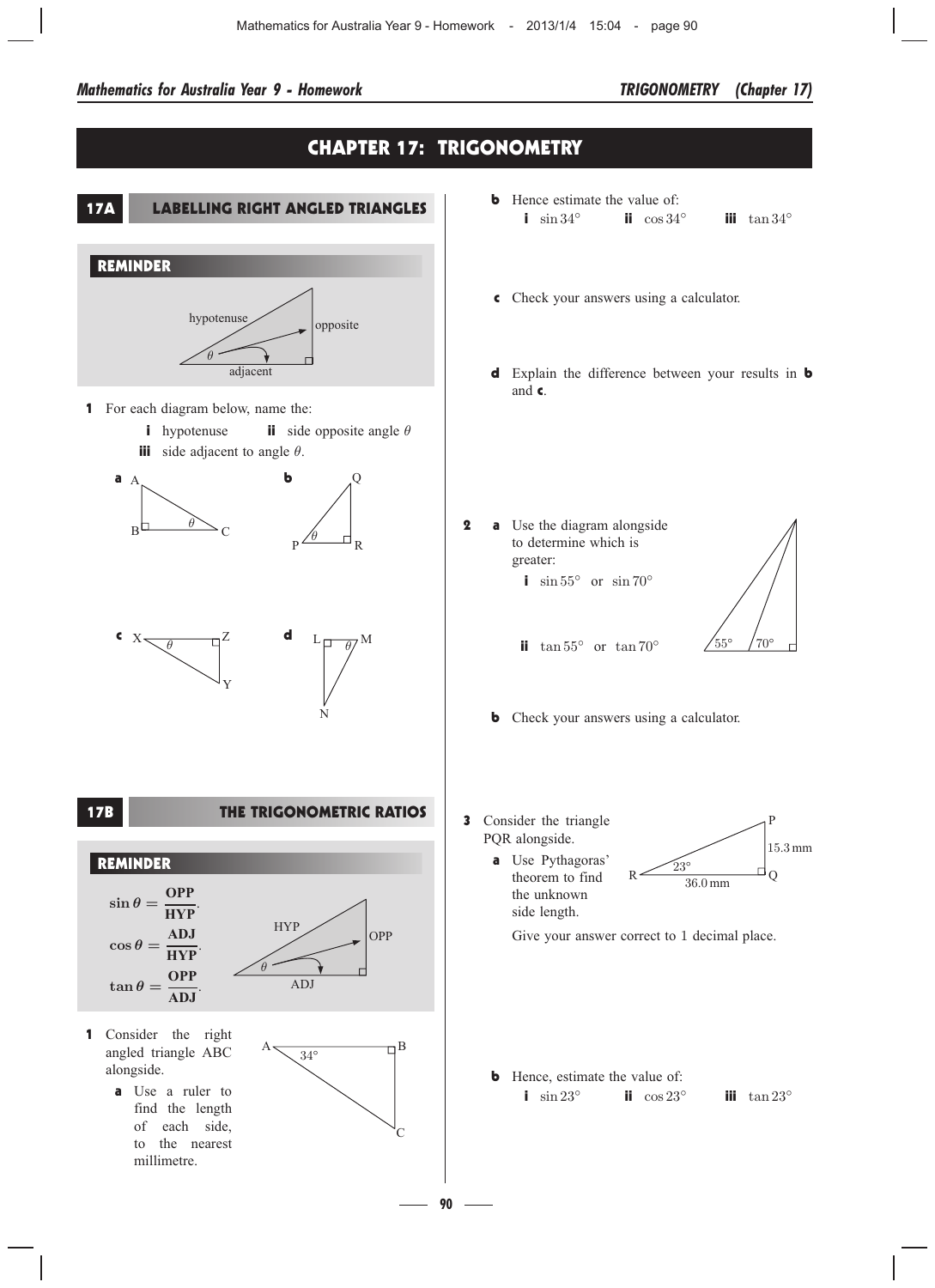# CHAPTER 17: TRIGONOMETRY

## 17A LABELLING RIGHT ANGLED TRIANGLES

### REMINDER

hypotenuse

opposite

$\theta$

adjacent

**1** For each diagram below, name the:

**i** hypotenuse **ii** side opposite angle $\theta$

**iii** side adjacent to angle $\theta$.

**a** A, B, C, $\theta$

**b** Q, P, R, $\theta$

**c** X, Z, Y, $\theta$

**d** L, M, N, $\theta$

## 17B THE TRIGONOMETRIC RATIOS

### REMINDER

$$\sin\theta = \frac{\textbf{OPP}}{\textbf{HYP}}.$$

$$\cos\theta = \frac{\textbf{ADJ}}{\textbf{HYP}}.$$

$$\tan\theta = \frac{\textbf{OPP}}{\textbf{ADJ}}.$$

HYP, OPP, $\theta$, ADJ

**1** Consider the right angled triangle ABC alongside.

A, B, C, $34°$

**a** Use a ruler to find the length of each side, to the nearest millimetre.

**b** Hence estimate the value of:

**i** $\sin 34°$ **ii** $\cos 34°$ **iii** $\tan 34°$

**c** Check your answers using a calculator.

**d** Explain the difference between your results in **b** and **c**.

**2** **a** Use the diagram alongside to determine which is greater:

$55°$, $70°$

**i** $\sin 55°$ or $\sin 70°$

**ii** $\tan 55°$ or $\tan 70°$

**b** Check your answers using a calculator.

**3** Consider the triangle PQR alongside.

P, Q, R, $23°$, 15.3 mm, 36.0 mm

**a** Use Pythagoras' theorem to find the unknown side length.

Give your answer correct to 1 decimal place.

**b** Hence, estimate the value of:

**i** $\sin 23°$ **ii** $\cos 23°$ **iii** $\tan 23°$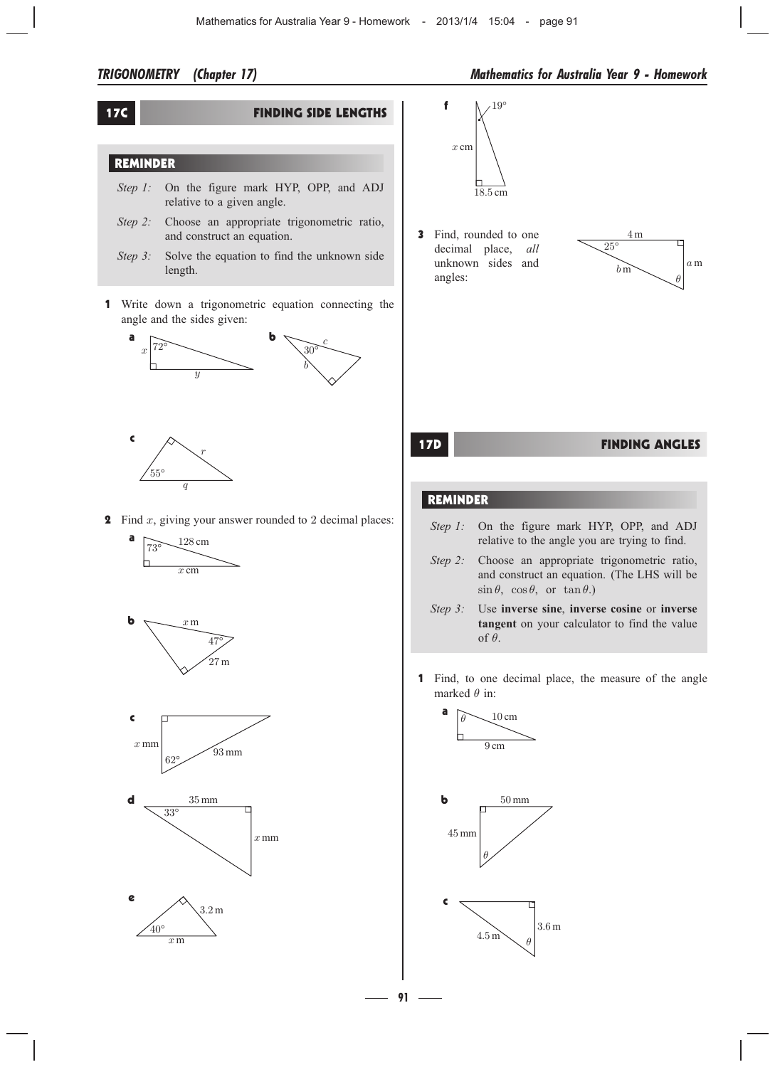## 17C FINDING SIDE LENGTHS

### REMINDER

*Step 1:* On the figure mark HYP, OPP, and ADJ relative to a given angle.

*Step 2:* Choose an appropriate trigonometric ratio, and construct an equation.

*Step 3:* Solve the equation to find the unknown side length.

**1** Write down a trigonometric equation connecting the angle and the sides given:

**a** $x$, $72°$, $y$

**b** $c$, $30°$, $b$

**c** $r$, $55°$, $q$

**2** Find $x$, giving your answer rounded to 2 decimal places:

**a** $73°$, 128 cm, $x$ cm

**b** $x$ m, $47°$, 27 m

**c** $x$ mm, $62°$, 93 mm

**d** 35 mm, $33°$, $x$ mm

**e** 3.2 m, $40°$, $x$ m

**f** $19°$, $x$ cm, 18.5 cm

**3** Find, rounded to one decimal place, *all* unknown sides and angles:

4 m, $25°$, $a$ m, $b$ m, $\theta$

## 17D FINDING ANGLES

### REMINDER

*Step 1:* On the figure mark HYP, OPP, and ADJ relative to the angle you are trying to find.

*Step 2:* Choose an appropriate trigonometric ratio, and construct an equation. (The LHS will be $\sin\theta$, $\cos\theta$, or $\tan\theta$.)

*Step 3:* Use **inverse sine**, **inverse cosine** or **inverse tangent** on your calculator to find the value of $\theta$.

**1** Find, to one decimal place, the measure of the angle marked $\theta$ in:

**a** $\theta$, 10 cm, 9 cm

**b** 50 mm, 45 mm, $\theta$

**c** 4.5 m, 3.6 m, $\theta$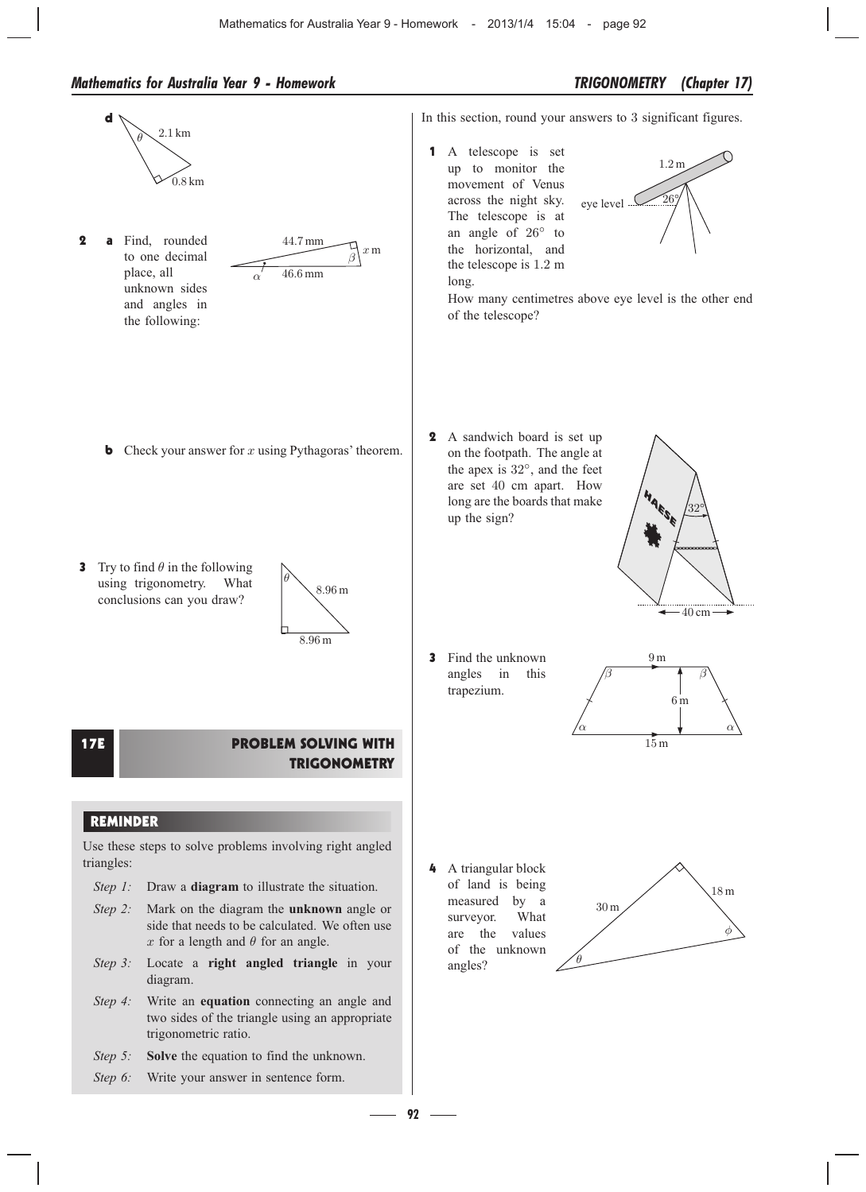**d** (Diagram: right-angled triangle with hypotenuse 2.1 km, side 0.8 km, angle $\theta$)

**2** **a** Find, rounded to one decimal place, all unknown sides and angles in the following:

(Diagram: right-angled triangle with sides 44.7 mm, 46.6 mm, $x$ m, angles $\alpha$ and $\beta$)

**b** Check your answer for $x$ using Pythagoras' theorem.

**3** Try to find $\theta$ in the following using trigonometry. What conclusions can you draw?

(Diagram: right-angled triangle with sides 8.96 m and 8.96 m, angle $\theta$)

## 17E PROBLEM SOLVING WITH TRIGONOMETRY

### REMINDER

Use these steps to solve problems involving right angled triangles:

- *Step 1:* Draw a **diagram** to illustrate the situation.
- *Step 2:* Mark on the diagram the **unknown** angle or side that needs to be calculated. We often use $x$ for a length and $\theta$ for an angle.
- *Step 3:* Locate a **right angled triangle** in your diagram.
- *Step 4:* Write an **equation** connecting an angle and two sides of the triangle using an appropriate trigonometric ratio.
- *Step 5:* **Solve** the equation to find the unknown.
- *Step 6:* Write your answer in sentence form.

In this section, round your answers to 3 significant figures.

**1** A telescope is set up to monitor the movement of Venus across the night sky. The telescope is at an angle of $26°$ to the horizontal, and the telescope is 1.2 m long.

(Diagram: telescope 1.2 m at $26°$ to eye level)

How many centimetres above eye level is the other end of the telescope?

**2** A sandwich board is set up on the footpath. The angle at the apex is $32°$, and the feet are set 40 cm apart. How long are the boards that make up the sign?

(Diagram: sandwich board with apex angle $32°$, feet 40 cm apart)

**3** Find the unknown angles in this trapezium.

(Diagram: isosceles trapezium with top 9 m, bottom 15 m, height 6 m, angles $\beta$ at top and $\alpha$ at bottom)

**4** A triangular block of land is being measured by a surveyor. What are the values of the unknown angles?

(Diagram: right-angled triangle with sides 30 m and 18 m, angles $\theta$ and $\phi$)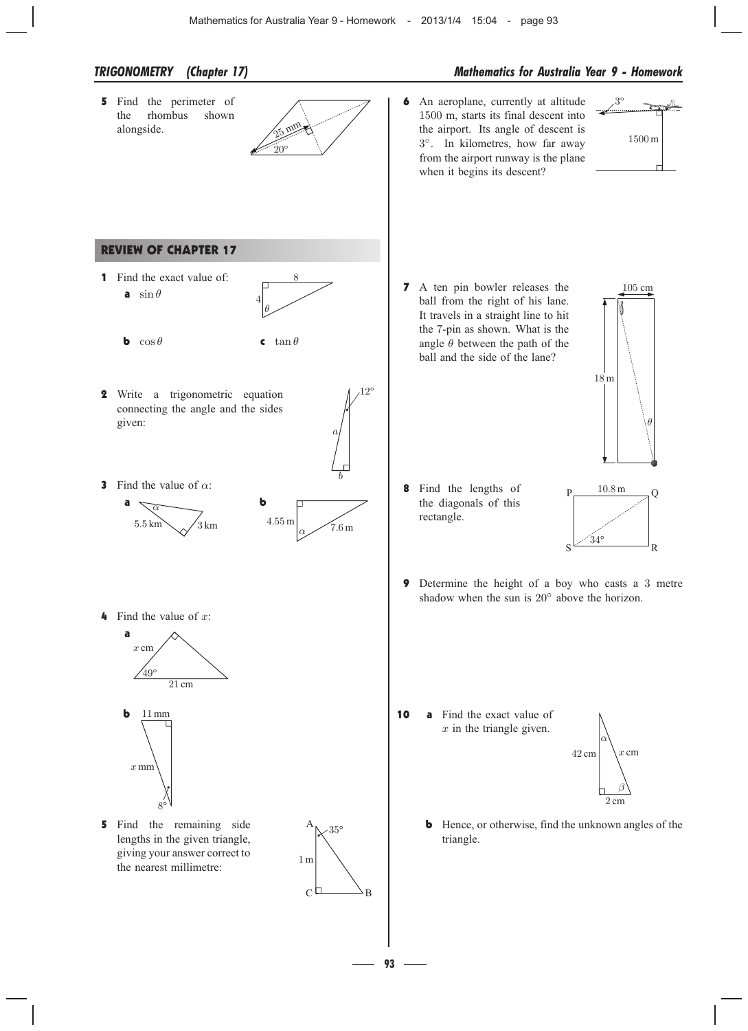**5** Find the perimeter of the rhombus shown alongside.

25 mm

20°

## REVIEW OF CHAPTER 17

**1** Find the exact value of:

**a** $\sin\theta$

**b** $\cos\theta$

**c** $\tan\theta$

8

4

$\theta$

**2** Write a trigonometric equation connecting the angle and the sides given:

12°

$a$

$b$

**3** Find the value of $\alpha$:

**a**

$\alpha$

5.5 km

3 km

**b**

4.55 m

$\alpha$

7.6 m

**4** Find the value of $x$:

**a**

$x$ cm

49°

21 cm

**b**

11 mm

$x$ mm

8°

**5** Find the remaining side lengths in the given triangle, giving your answer correct to the nearest millimetre:

A

35°

1 m

C

B

**6** An aeroplane, currently at altitude 1500 m, starts its final descent into the airport. Its angle of descent is 3°. In kilometres, how far away from the airport runway is the plane when it begins its descent?

3°

1500 m

**7** A ten pin bowler releases the ball from the right of his lane. It travels in a straight line to hit the 7-pin as shown. What is the angle $\theta$ between the path of the ball and the side of the lane?

105 cm

18 m

$\theta$

**8** Find the lengths of the diagonals of this rectangle.

P

10.8 m

Q

S

34°

R

**9** Determine the height of a boy who casts a 3 metre shadow when the sun is 20° above the horizon.

**10** **a** Find the exact value of $x$ in the triangle given.

$\alpha$

42 cm

$x$ cm

$\beta$

2 cm

**b** Hence, or otherwise, find the unknown angles of the triangle.